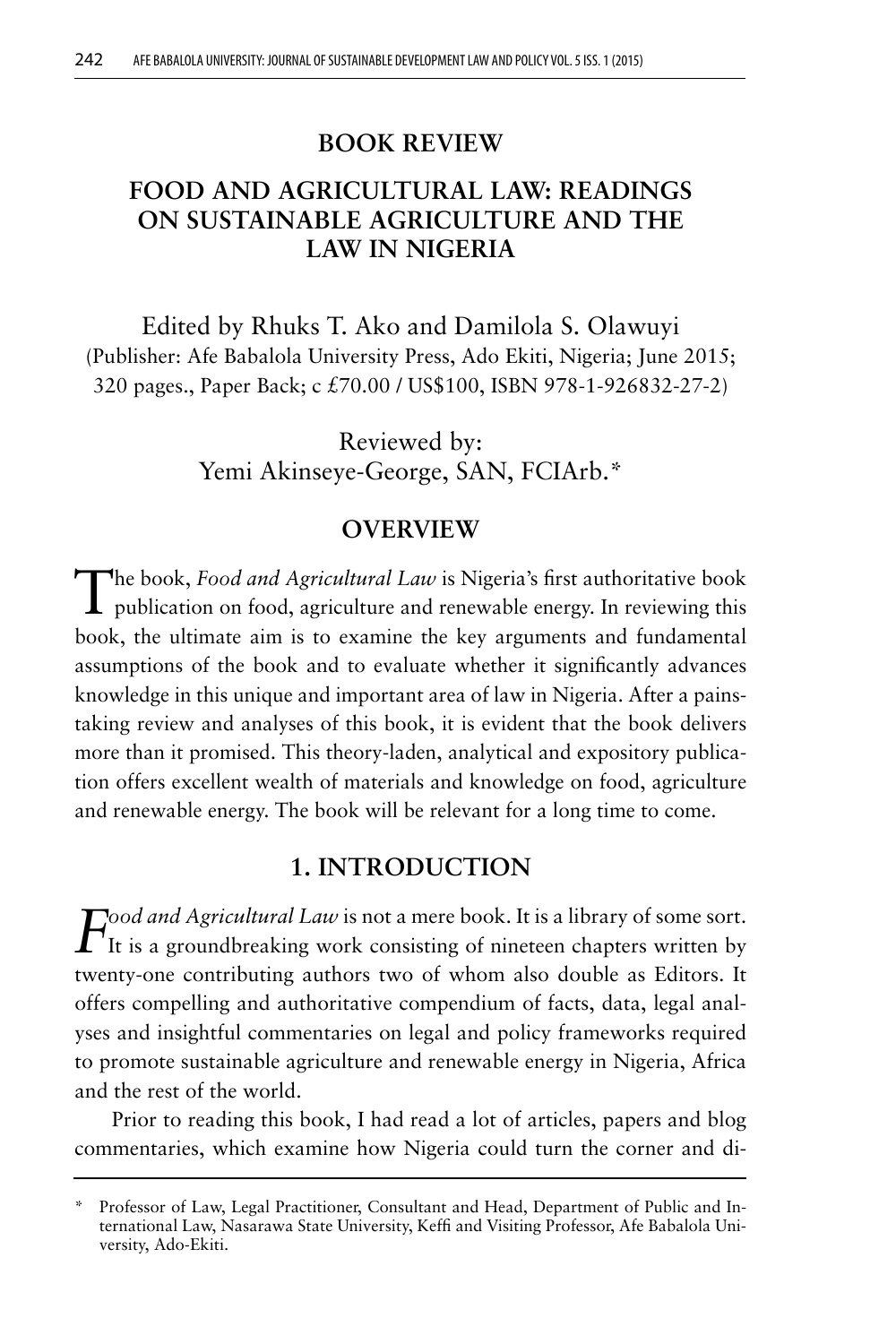## BOOK REVIEW

# FOOD AND AGRICULTURAL LAW: READINGS ON SUSTAINABLE AGRICULTURE AND THE LAW IN NIGERIA

Edited by Rhuks T. Ako and Damilola S. Olawuyi
(Publisher: Afe Babalola University Press, Ado Ekiti, Nigeria; June 2015; 320 pages., Paper Back; c £70.00 / US$100, ISBN 978-1-926832-27-2)

Reviewed by:
Yemi Akinseye-George, SAN, FCIArb.*

## OVERVIEW

The book, *Food and Agricultural Law* is Nigeria's first authoritative book publication on food, agriculture and renewable energy. In reviewing this book, the ultimate aim is to examine the key arguments and fundamental assumptions of the book and to evaluate whether it significantly advances knowledge in this unique and important area of law in Nigeria. After a painstaking review and analyses of this book, it is evident that the book delivers more than it promised. This theory-laden, analytical and expository publication offers excellent wealth of materials and knowledge on food, agriculture and renewable energy. The book will be relevant for a long time to come.

## 1. INTRODUCTION

*Food and Agricultural Law* is not a mere book. It is a library of some sort. It is a groundbreaking work consisting of nineteen chapters written by twenty-one contributing authors two of whom also double as Editors. It offers compelling and authoritative compendium of facts, data, legal analyses and insightful commentaries on legal and policy frameworks required to promote sustainable agriculture and renewable energy in Nigeria, Africa and the rest of the world.

Prior to reading this book, I had read a lot of articles, papers and blog commentaries, which examine how Nigeria could turn the corner and di-

\* Professor of Law, Legal Practitioner, Consultant and Head, Department of Public and International Law, Nasarawa State University, Keffi and Visiting Professor, Afe Babalola University, Ado-Ekiti.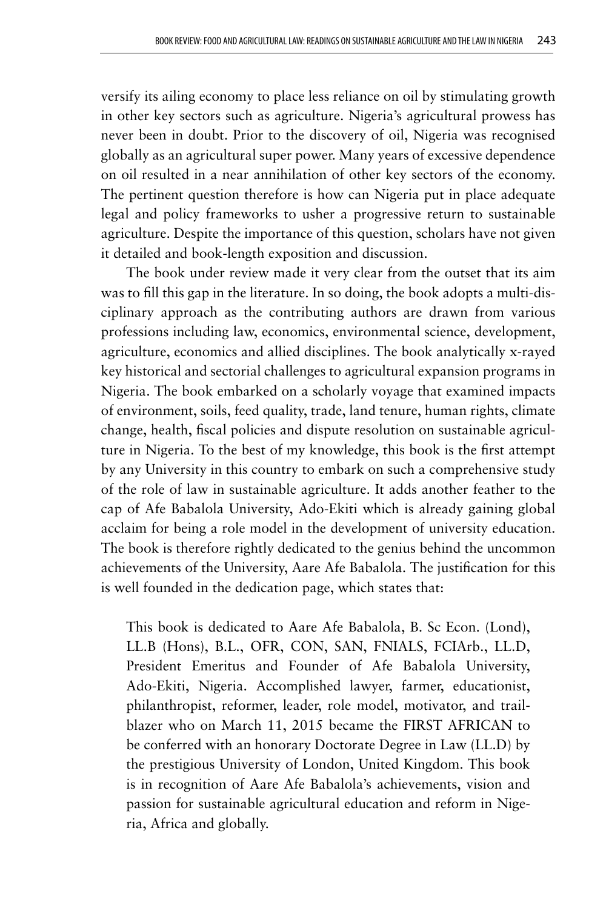versify its ailing economy to place less reliance on oil by stimulating growth in other key sectors such as agriculture. Nigeria's agricultural prowess has never been in doubt. Prior to the discovery of oil, Nigeria was recognised globally as an agricultural super power. Many years of excessive dependence on oil resulted in a near annihilation of other key sectors of the economy. The pertinent question therefore is how can Nigeria put in place adequate legal and policy frameworks to usher a progressive return to sustainable agriculture. Despite the importance of this question, scholars have not given it detailed and book-length exposition and discussion.

The book under review made it very clear from the outset that its aim was to fill this gap in the literature. In so doing, the book adopts a multi-disciplinary approach as the contributing authors are drawn from various professions including law, economics, environmental science, development, agriculture, economics and allied disciplines. The book analytically x-rayed key historical and sectorial challenges to agricultural expansion programs in Nigeria. The book embarked on a scholarly voyage that examined impacts of environment, soils, feed quality, trade, land tenure, human rights, climate change, health, fiscal policies and dispute resolution on sustainable agriculture in Nigeria. To the best of my knowledge, this book is the first attempt by any University in this country to embark on such a comprehensive study of the role of law in sustainable agriculture. It adds another feather to the cap of Afe Babalola University, Ado-Ekiti which is already gaining global acclaim for being a role model in the development of university education. The book is therefore rightly dedicated to the genius behind the uncommon achievements of the University, Aare Afe Babalola. The justification for this is well founded in the dedication page, which states that:

> This book is dedicated to Aare Afe Babalola, B. Sc Econ. (Lond), LL.B (Hons), B.L., OFR, CON, SAN, FNIALS, FCIArb., LL.D, President Emeritus and Founder of Afe Babalola University, Ado-Ekiti, Nigeria. Accomplished lawyer, farmer, educationist, philanthropist, reformer, leader, role model, motivator, and trailblazer who on March 11, 2015 became the FIRST AFRICAN to be conferred with an honorary Doctorate Degree in Law (LL.D) by the prestigious University of London, United Kingdom. This book is in recognition of Aare Afe Babalola's achievements, vision and passion for sustainable agricultural education and reform in Nigeria, Africa and globally.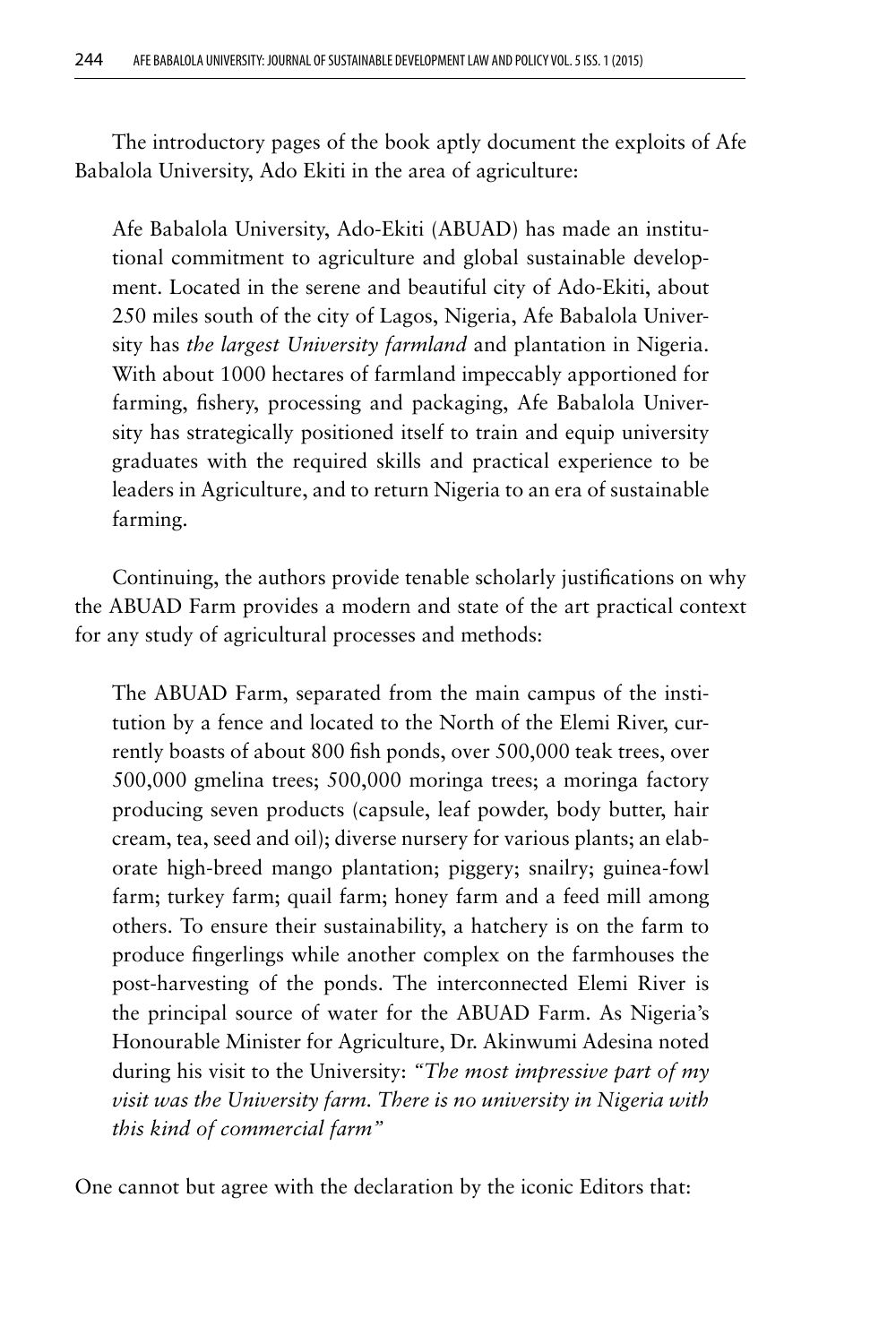The introductory pages of the book aptly document the exploits of Afe Babalola University, Ado Ekiti in the area of agriculture:

> Afe Babalola University, Ado-Ekiti (ABUAD) has made an institutional commitment to agriculture and global sustainable development. Located in the serene and beautiful city of Ado-Ekiti, about 250 miles south of the city of Lagos, Nigeria, Afe Babalola University has *the largest University farmland* and plantation in Nigeria. With about 1000 hectares of farmland impeccably apportioned for farming, fishery, processing and packaging, Afe Babalola University has strategically positioned itself to train and equip university graduates with the required skills and practical experience to be leaders in Agriculture, and to return Nigeria to an era of sustainable farming.

Continuing, the authors provide tenable scholarly justifications on why the ABUAD Farm provides a modern and state of the art practical context for any study of agricultural processes and methods:

> The ABUAD Farm, separated from the main campus of the institution by a fence and located to the North of the Elemi River, currently boasts of about 800 fish ponds, over 500,000 teak trees, over 500,000 gmelina trees; 500,000 moringa trees; a moringa factory producing seven products (capsule, leaf powder, body butter, hair cream, tea, seed and oil); diverse nursery for various plants; an elaborate high-breed mango plantation; piggery; snailry; guinea-fowl farm; turkey farm; quail farm; honey farm and a feed mill among others. To ensure their sustainability, a hatchery is on the farm to produce fingerlings while another complex on the farmhouses the post-harvesting of the ponds. The interconnected Elemi River is the principal source of water for the ABUAD Farm. As Nigeria's Honourable Minister for Agriculture, Dr. Akinwumi Adesina noted during his visit to the University: *"The most impressive part of my visit was the University farm. There is no university in Nigeria with this kind of commercial farm"*

One cannot but agree with the declaration by the iconic Editors that: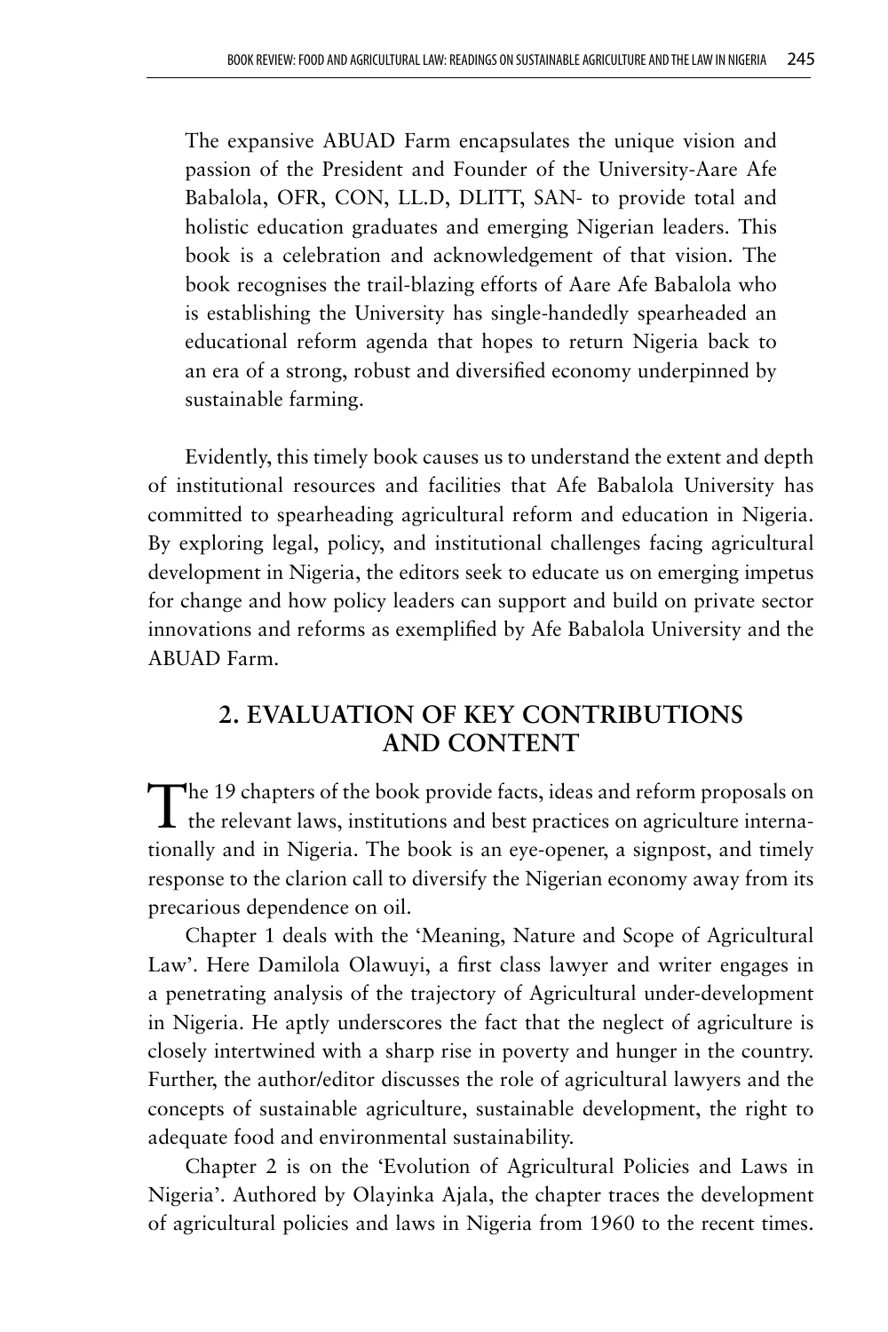> The expansive ABUAD Farm encapsulates the unique vision and passion of the President and Founder of the University-Aare Afe Babalola, OFR, CON, LL.D, DLITT, SAN- to provide total and holistic education graduates and emerging Nigerian leaders. This book is a celebration and acknowledgement of that vision. The book recognises the trail-blazing efforts of Aare Afe Babalola who is establishing the University has single-handedly spearheaded an educational reform agenda that hopes to return Nigeria back to an era of a strong, robust and diversified economy underpinned by sustainable farming.

Evidently, this timely book causes us to understand the extent and depth of institutional resources and facilities that Afe Babalola University has committed to spearheading agricultural reform and education in Nigeria. By exploring legal, policy, and institutional challenges facing agricultural development in Nigeria, the editors seek to educate us on emerging impetus for change and how policy leaders can support and build on private sector innovations and reforms as exemplified by Afe Babalola University and the ABUAD Farm.

## 2. EVALUATION OF KEY CONTRIBUTIONS AND CONTENT

The 19 chapters of the book provide facts, ideas and reform proposals on the relevant laws, institutions and best practices on agriculture internationally and in Nigeria. The book is an eye-opener, a signpost, and timely response to the clarion call to diversify the Nigerian economy away from its precarious dependence on oil.

Chapter 1 deals with the 'Meaning, Nature and Scope of Agricultural Law'. Here Damilola Olawuyi, a first class lawyer and writer engages in a penetrating analysis of the trajectory of Agricultural under-development in Nigeria. He aptly underscores the fact that the neglect of agriculture is closely intertwined with a sharp rise in poverty and hunger in the country. Further, the author/editor discusses the role of agricultural lawyers and the concepts of sustainable agriculture, sustainable development, the right to adequate food and environmental sustainability.

Chapter 2 is on the 'Evolution of Agricultural Policies and Laws in Nigeria'. Authored by Olayinka Ajala, the chapter traces the development of agricultural policies and laws in Nigeria from 1960 to the recent times.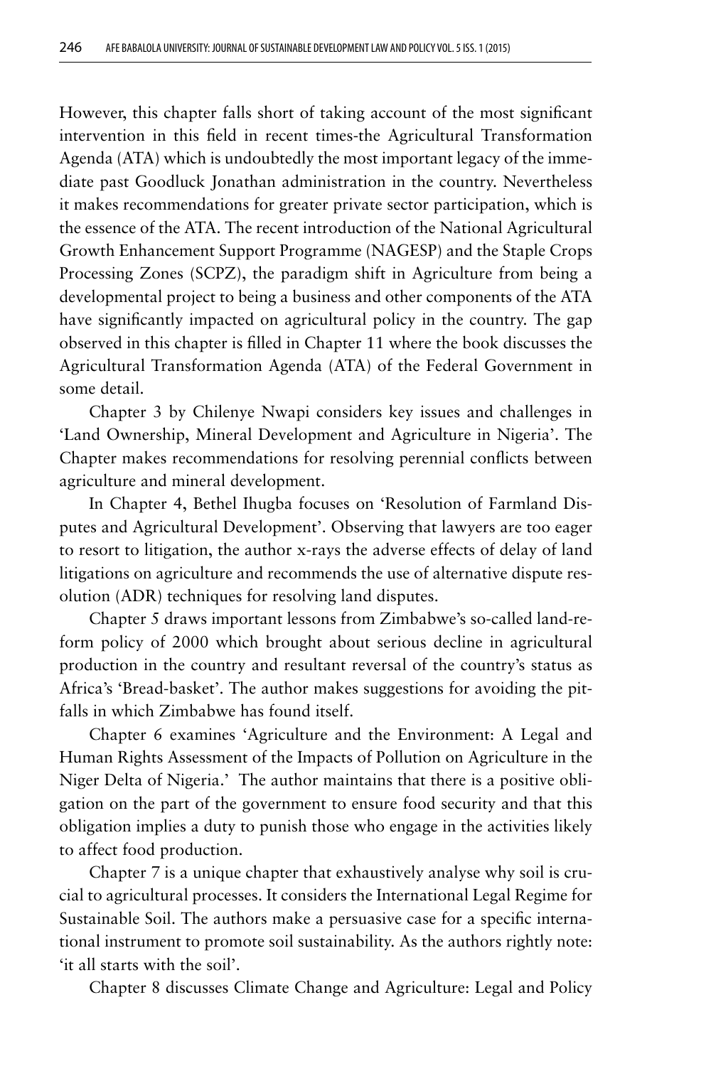However, this chapter falls short of taking account of the most significant intervention in this field in recent times-the Agricultural Transformation Agenda (ATA) which is undoubtedly the most important legacy of the immediate past Goodluck Jonathan administration in the country. Nevertheless it makes recommendations for greater private sector participation, which is the essence of the ATA. The recent introduction of the National Agricultural Growth Enhancement Support Programme (NAGESP) and the Staple Crops Processing Zones (SCPZ), the paradigm shift in Agriculture from being a developmental project to being a business and other components of the ATA have significantly impacted on agricultural policy in the country. The gap observed in this chapter is filled in Chapter 11 where the book discusses the Agricultural Transformation Agenda (ATA) of the Federal Government in some detail.

Chapter 3 by Chilenye Nwapi considers key issues and challenges in 'Land Ownership, Mineral Development and Agriculture in Nigeria'. The Chapter makes recommendations for resolving perennial conflicts between agriculture and mineral development.

In Chapter 4, Bethel Ihugba focuses on 'Resolution of Farmland Disputes and Agricultural Development'. Observing that lawyers are too eager to resort to litigation, the author x-rays the adverse effects of delay of land litigations on agriculture and recommends the use of alternative dispute resolution (ADR) techniques for resolving land disputes.

Chapter 5 draws important lessons from Zimbabwe's so-called land-reform policy of 2000 which brought about serious decline in agricultural production in the country and resultant reversal of the country's status as Africa's 'Bread-basket'. The author makes suggestions for avoiding the pitfalls in which Zimbabwe has found itself.

Chapter 6 examines 'Agriculture and the Environment: A Legal and Human Rights Assessment of the Impacts of Pollution on Agriculture in the Niger Delta of Nigeria.' The author maintains that there is a positive obligation on the part of the government to ensure food security and that this obligation implies a duty to punish those who engage in the activities likely to affect food production.

Chapter 7 is a unique chapter that exhaustively analyse why soil is crucial to agricultural processes. It considers the International Legal Regime for Sustainable Soil. The authors make a persuasive case for a specific international instrument to promote soil sustainability. As the authors rightly note: 'it all starts with the soil'.

Chapter 8 discusses Climate Change and Agriculture: Legal and Policy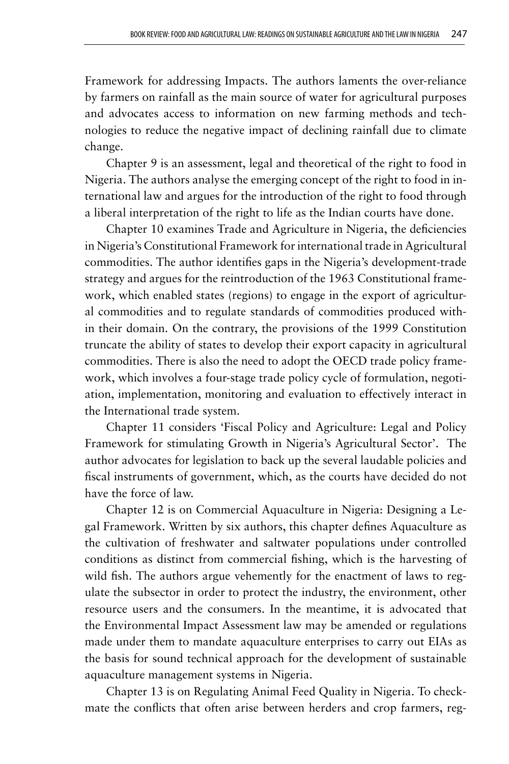Framework for addressing Impacts. The authors laments the over-reliance by farmers on rainfall as the main source of water for agricultural purposes and advocates access to information on new farming methods and technologies to reduce the negative impact of declining rainfall due to climate change.

Chapter 9 is an assessment, legal and theoretical of the right to food in Nigeria. The authors analyse the emerging concept of the right to food in international law and argues for the introduction of the right to food through a liberal interpretation of the right to life as the Indian courts have done.

Chapter 10 examines Trade and Agriculture in Nigeria, the deficiencies in Nigeria's Constitutional Framework for international trade in Agricultural commodities. The author identifies gaps in the Nigeria's development-trade strategy and argues for the reintroduction of the 1963 Constitutional framework, which enabled states (regions) to engage in the export of agricultural commodities and to regulate standards of commodities produced within their domain. On the contrary, the provisions of the 1999 Constitution truncate the ability of states to develop their export capacity in agricultural commodities. There is also the need to adopt the OECD trade policy framework, which involves a four-stage trade policy cycle of formulation, negotiation, implementation, monitoring and evaluation to effectively interact in the International trade system.

Chapter 11 considers 'Fiscal Policy and Agriculture: Legal and Policy Framework for stimulating Growth in Nigeria's Agricultural Sector'. The author advocates for legislation to back up the several laudable policies and fiscal instruments of government, which, as the courts have decided do not have the force of law.

Chapter 12 is on Commercial Aquaculture in Nigeria: Designing a Legal Framework. Written by six authors, this chapter defines Aquaculture as the cultivation of freshwater and saltwater populations under controlled conditions as distinct from commercial fishing, which is the harvesting of wild fish. The authors argue vehemently for the enactment of laws to regulate the subsector in order to protect the industry, the environment, other resource users and the consumers. In the meantime, it is advocated that the Environmental Impact Assessment law may be amended or regulations made under them to mandate aquaculture enterprises to carry out EIAs as the basis for sound technical approach for the development of sustainable aquaculture management systems in Nigeria.

Chapter 13 is on Regulating Animal Feed Quality in Nigeria. To checkmate the conflicts that often arise between herders and crop farmers, reg-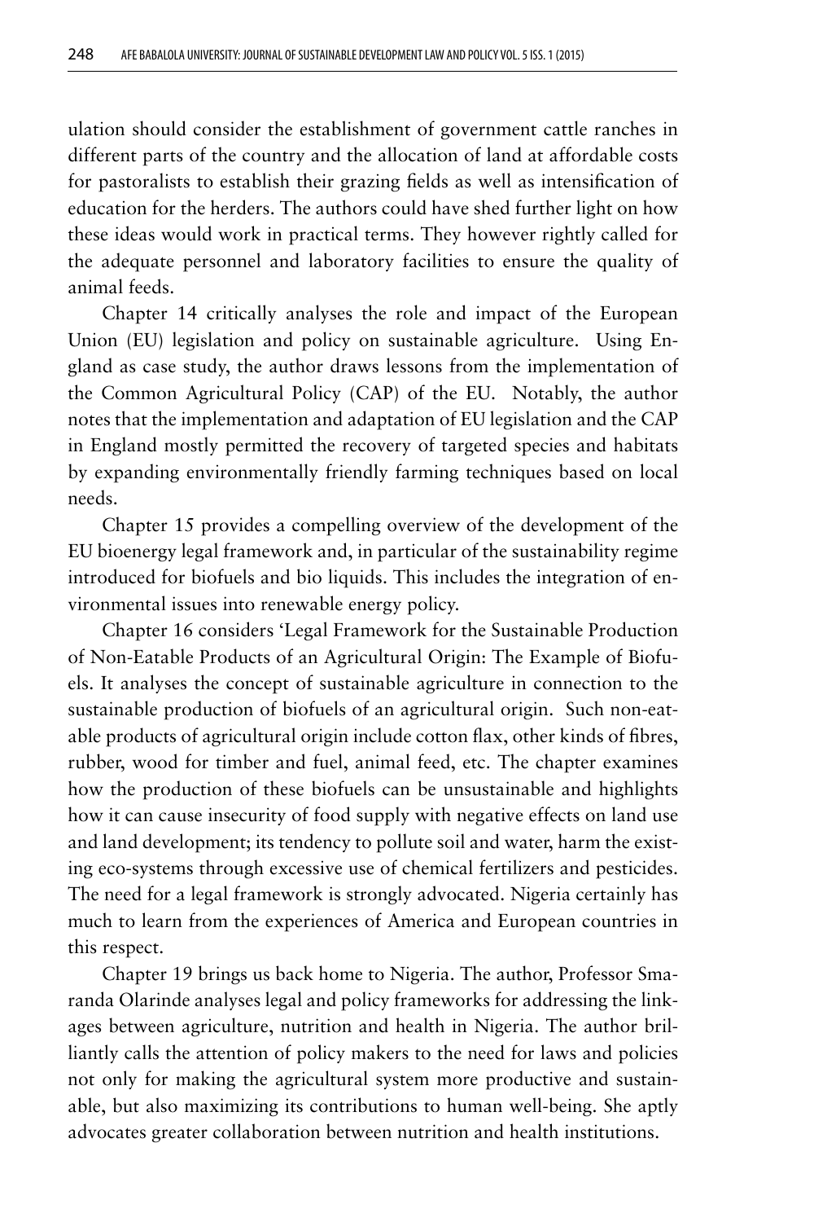ulation should consider the establishment of government cattle ranches in different parts of the country and the allocation of land at affordable costs for pastoralists to establish their grazing fields as well as intensification of education for the herders. The authors could have shed further light on how these ideas would work in practical terms. They however rightly called for the adequate personnel and laboratory facilities to ensure the quality of animal feeds.

Chapter 14 critically analyses the role and impact of the European Union (EU) legislation and policy on sustainable agriculture. Using England as case study, the author draws lessons from the implementation of the Common Agricultural Policy (CAP) of the EU. Notably, the author notes that the implementation and adaptation of EU legislation and the CAP in England mostly permitted the recovery of targeted species and habitats by expanding environmentally friendly farming techniques based on local needs.

Chapter 15 provides a compelling overview of the development of the EU bioenergy legal framework and, in particular of the sustainability regime introduced for biofuels and bio liquids. This includes the integration of environmental issues into renewable energy policy.

Chapter 16 considers 'Legal Framework for the Sustainable Production of Non-Eatable Products of an Agricultural Origin: The Example of Biofuels. It analyses the concept of sustainable agriculture in connection to the sustainable production of biofuels of an agricultural origin. Such non-eatable products of agricultural origin include cotton flax, other kinds of fibres, rubber, wood for timber and fuel, animal feed, etc. The chapter examines how the production of these biofuels can be unsustainable and highlights how it can cause insecurity of food supply with negative effects on land use and land development; its tendency to pollute soil and water, harm the existing eco-systems through excessive use of chemical fertilizers and pesticides. The need for a legal framework is strongly advocated. Nigeria certainly has much to learn from the experiences of America and European countries in this respect.

Chapter 19 brings us back home to Nigeria. The author, Professor Smaranda Olarinde analyses legal and policy frameworks for addressing the linkages between agriculture, nutrition and health in Nigeria. The author brilliantly calls the attention of policy makers to the need for laws and policies not only for making the agricultural system more productive and sustainable, but also maximizing its contributions to human well-being. She aptly advocates greater collaboration between nutrition and health institutions.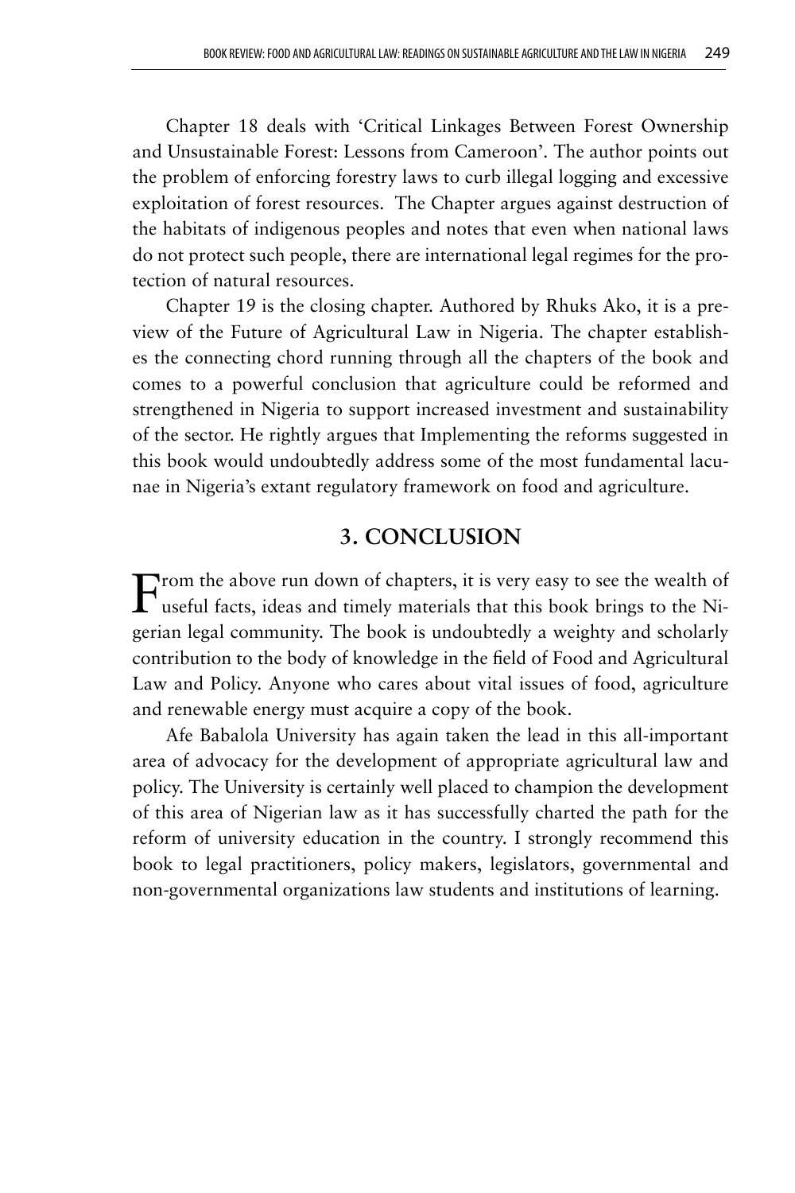Chapter 18 deals with 'Critical Linkages Between Forest Ownership and Unsustainable Forest: Lessons from Cameroon'. The author points out the problem of enforcing forestry laws to curb illegal logging and excessive exploitation of forest resources. The Chapter argues against destruction of the habitats of indigenous peoples and notes that even when national laws do not protect such people, there are international legal regimes for the protection of natural resources.

Chapter 19 is the closing chapter. Authored by Rhuks Ako, it is a preview of the Future of Agricultural Law in Nigeria. The chapter establishes the connecting chord running through all the chapters of the book and comes to a powerful conclusion that agriculture could be reformed and strengthened in Nigeria to support increased investment and sustainability of the sector. He rightly argues that Implementing the reforms suggested in this book would undoubtedly address some of the most fundamental lacunae in Nigeria's extant regulatory framework on food and agriculture.

## 3. CONCLUSION

From the above run down of chapters, it is very easy to see the wealth of useful facts, ideas and timely materials that this book brings to the Nigerian legal community. The book is undoubtedly a weighty and scholarly contribution to the body of knowledge in the field of Food and Agricultural Law and Policy. Anyone who cares about vital issues of food, agriculture and renewable energy must acquire a copy of the book.

Afe Babalola University has again taken the lead in this all-important area of advocacy for the development of appropriate agricultural law and policy. The University is certainly well placed to champion the development of this area of Nigerian law as it has successfully charted the path for the reform of university education in the country. I strongly recommend this book to legal practitioners, policy makers, legislators, governmental and non-governmental organizations law students and institutions of learning.